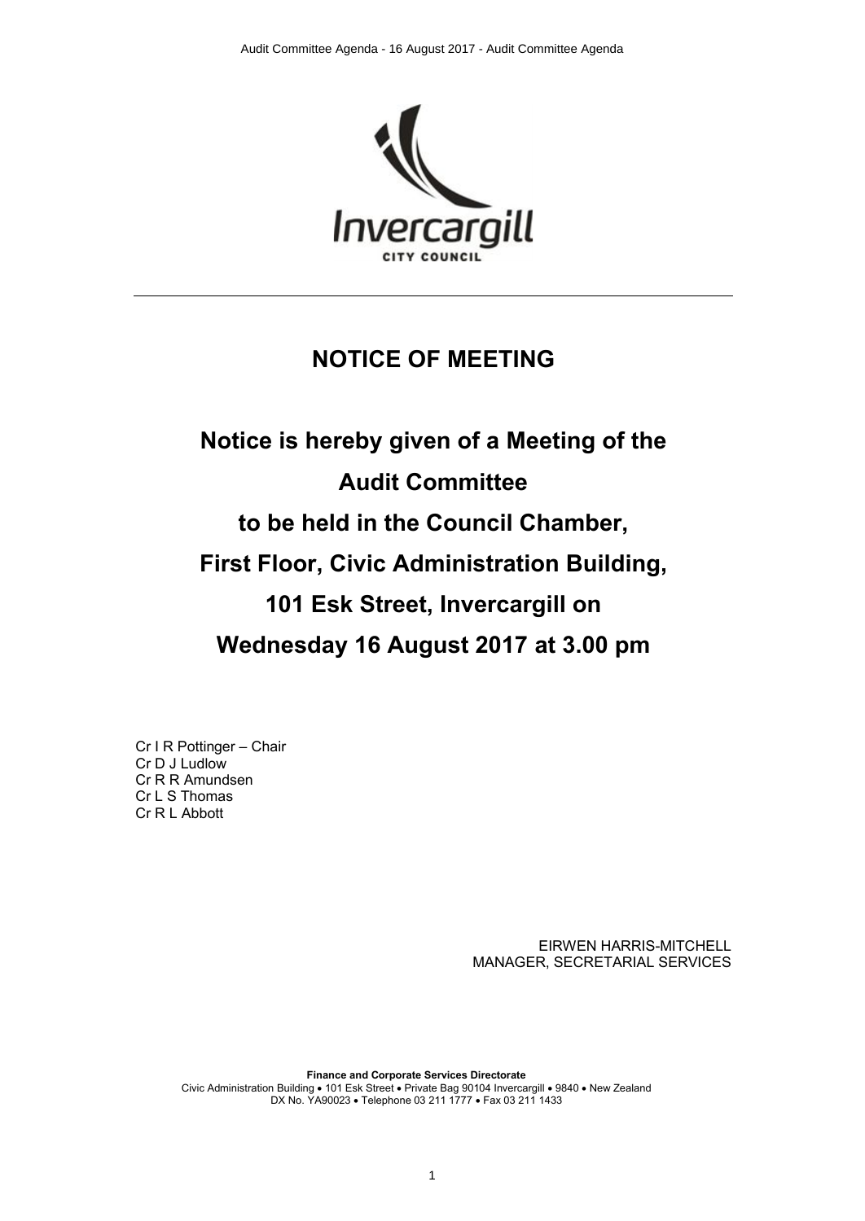Invercargill
CITY COUNCIL

# NOTICE OF MEETING

## Notice is hereby given of a Meeting of the Audit Committee to be held in the Council Chamber, First Floor, Civic Administration Building, 101 Esk Street, Invercargill on Wednesday 16 August 2017 at 3.00 pm

Cr I R Pottinger – Chair
Cr D J Ludlow
Cr R R Amundsen
Cr L S Thomas
Cr R L Abbott

EIRWEN HARRIS-MITCHELL
MANAGER, SECRETARIAL SERVICES

**Finance and Corporate Services Directorate**
Civic Administration Building • 101 Esk Street • Private Bag 90104 Invercargill • 9840 • New Zealand
DX No. YA90023 • Telephone 03 211 1777 • Fax 03 211 1433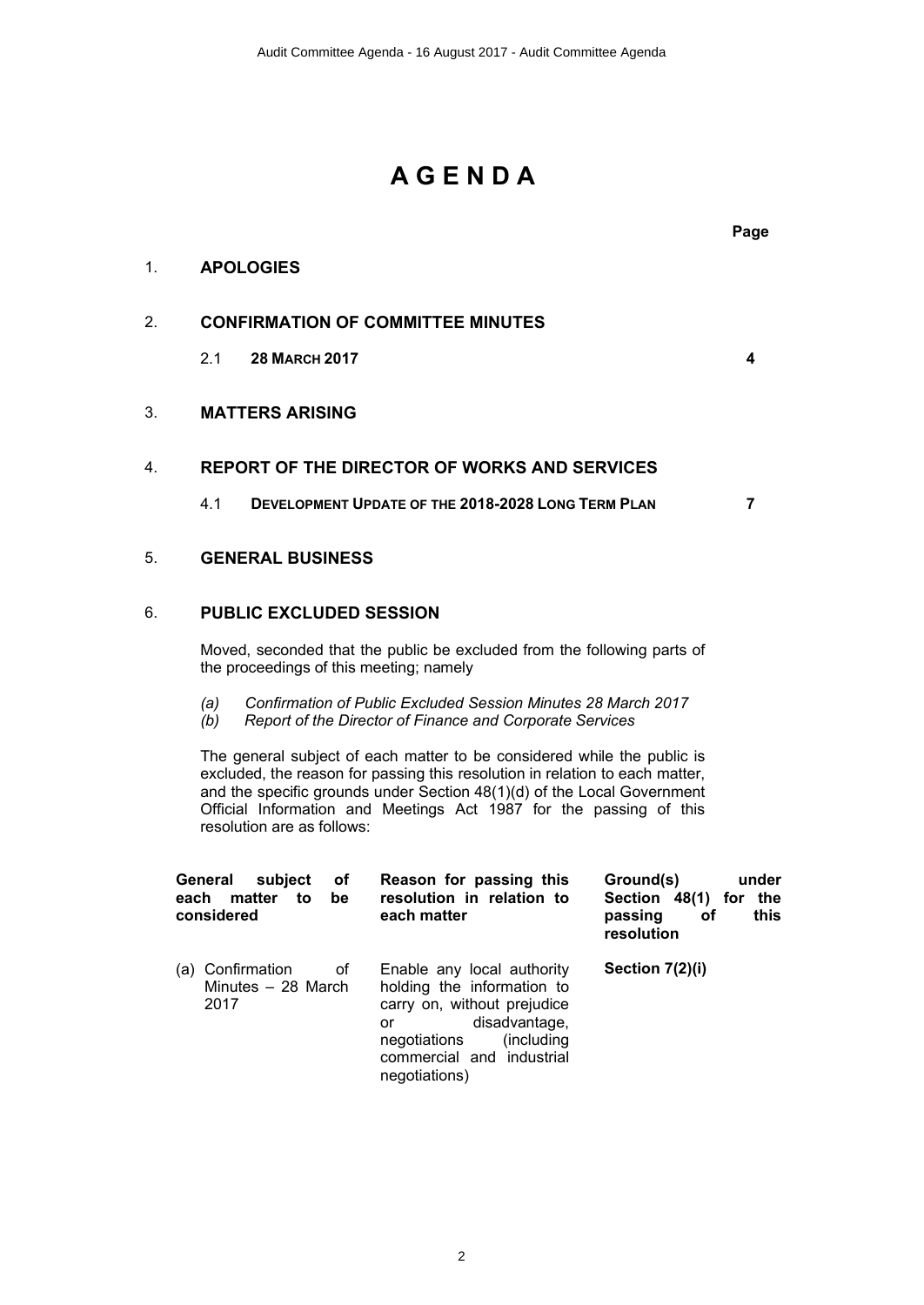# AGENDA

| | | Page |
|---|---|---|
| 1. | **APOLOGIES** | |
| 2. | **CONFIRMATION OF COMMITTEE MINUTES** | |
| | 2.1 **28 MARCH 2017** | 4 |
| 3. | **MATTERS ARISING** | |
| 4. | **REPORT OF THE DIRECTOR OF WORKS AND SERVICES** | |
| | 4.1 **DEVELOPMENT UPDATE OF THE 2018-2028 LONG TERM PLAN** | 7 |
| 5. | **GENERAL BUSINESS** | |
| 6. | **PUBLIC EXCLUDED SESSION** | |

Moved, seconded that the public be excluded from the following parts of the proceedings of this meeting; namely

*(a) Confirmation of Public Excluded Session Minutes 28 March 2017*
*(b) Report of the Director of Finance and Corporate Services*

The general subject of each matter to be considered while the public is excluded, the reason for passing this resolution in relation to each matter, and the specific grounds under Section 48(1)(d) of the Local Government Official Information and Meetings Act 1987 for the passing of this resolution are as follows:

| General subject of each matter to be considered | Reason for passing this resolution in relation to each matter | Ground(s) under Section 48(1) for the passing of this resolution |
|---|---|---|
| (a) Confirmation of Minutes – 28 March 2017 | Enable any local authority holding the information to carry on, without prejudice or disadvantage, negotiations (including commercial and industrial negotiations) | **Section 7(2)(i)** |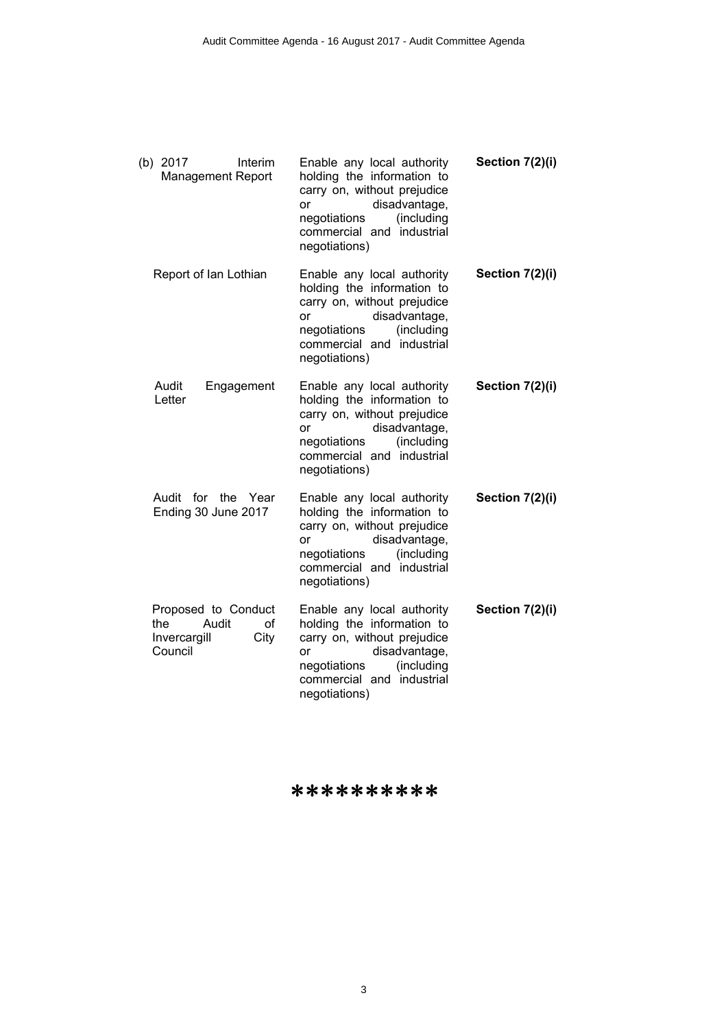| | | |
|---|---|---|
| (b) 2017 Interim Management Report | Enable any local authority holding the information to carry on, without prejudice or disadvantage, negotiations (including commercial and industrial negotiations) | **Section 7(2)(i)** |
| Report of Ian Lothian | Enable any local authority holding the information to carry on, without prejudice or disadvantage, negotiations (including commercial and industrial negotiations) | **Section 7(2)(i)** |
| Audit Engagement Letter | Enable any local authority holding the information to carry on, without prejudice or disadvantage, negotiations (including commercial and industrial negotiations) | **Section 7(2)(i)** |
| Audit for the Year Ending 30 June 2017 | Enable any local authority holding the information to carry on, without prejudice or disadvantage, negotiations (including commercial and industrial negotiations) | **Section 7(2)(i)** |
| Proposed to Conduct the Audit of Invercargill City Council | Enable any local authority holding the information to carry on, without prejudice or disadvantage, negotiations (including commercial and industrial negotiations) | **Section 7(2)(i)** |

**********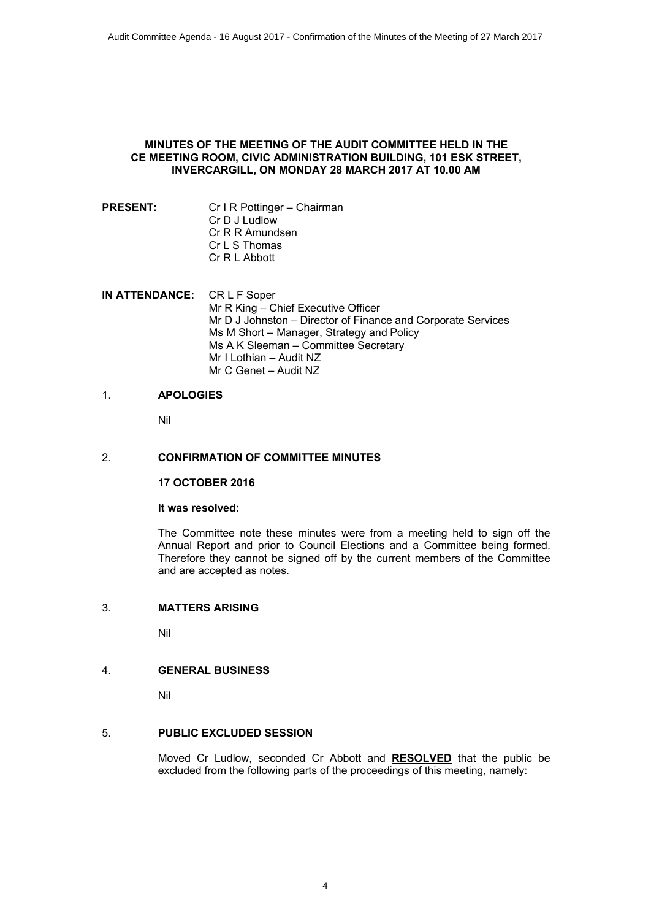**MINUTES OF THE MEETING OF THE AUDIT COMMITTEE HELD IN THE CE MEETING ROOM, CIVIC ADMINISTRATION BUILDING, 101 ESK STREET, INVERCARGILL, ON MONDAY 28 MARCH 2017 AT 10.00 AM**

**PRESENT:**
Cr I R Pottinger – Chairman
Cr D J Ludlow
Cr R R Amundsen
Cr L S Thomas
Cr R L Abbott

**IN ATTENDANCE:**
CR L F Soper
Mr R King – Chief Executive Officer
Mr D J Johnston – Director of Finance and Corporate Services
Ms M Short – Manager, Strategy and Policy
Ms A K Sleeman – Committee Secretary
Mr I Lothian – Audit NZ
Mr C Genet – Audit NZ

1. **APOLOGIES**

   Nil

2. **CONFIRMATION OF COMMITTEE MINUTES**

   **17 OCTOBER 2016**

   **It was resolved:**

   The Committee note these minutes were from a meeting held to sign off the Annual Report and prior to Council Elections and a Committee being formed. Therefore they cannot be signed off by the current members of the Committee and are accepted as notes.

3. **MATTERS ARISING**

   Nil

4. **GENERAL BUSINESS**

   Nil

5. **PUBLIC EXCLUDED SESSION**

   Moved Cr Ludlow, seconded Cr Abbott and **RESOLVED** that the public be excluded from the following parts of the proceedings of this meeting, namely: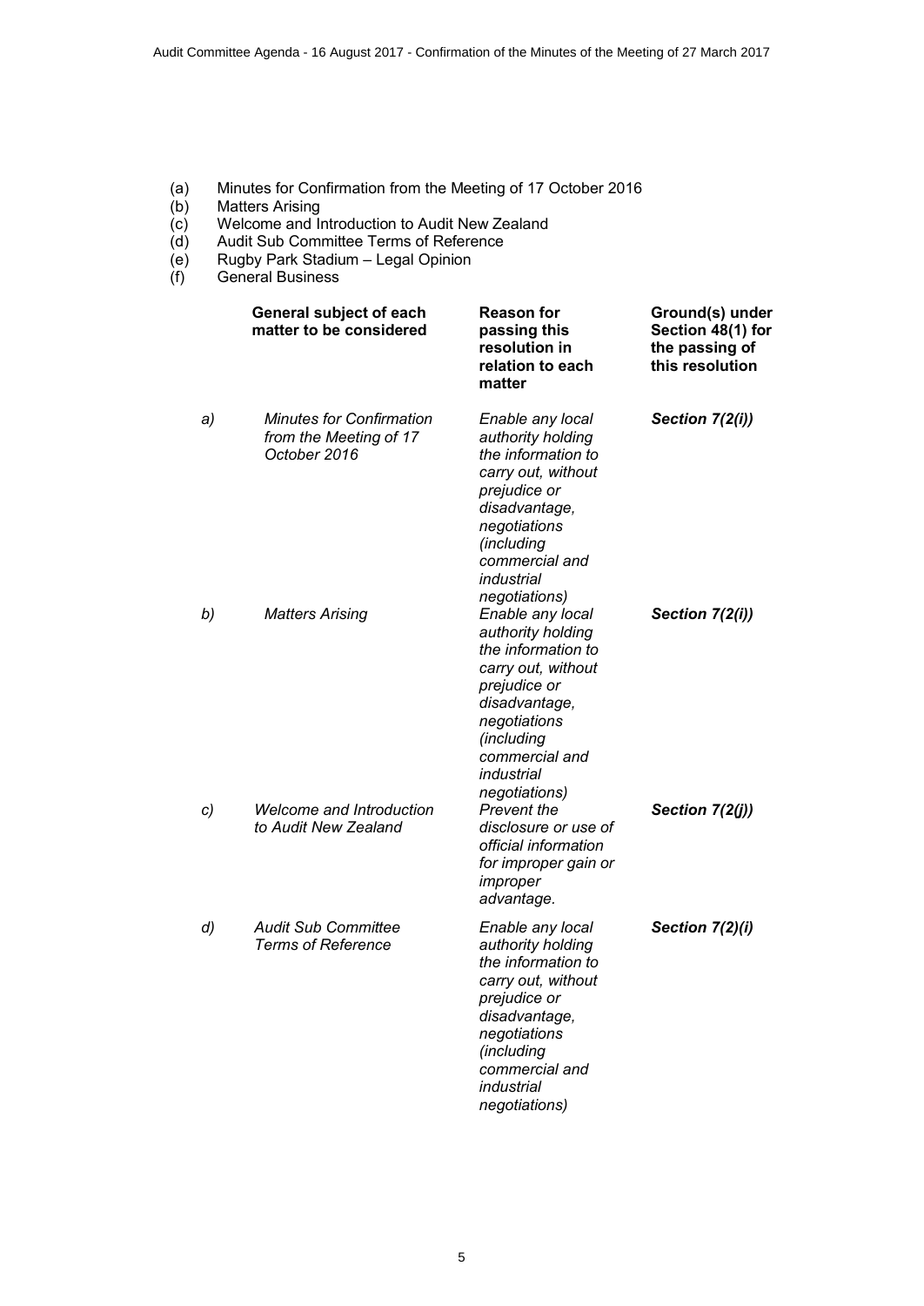(a) Minutes for Confirmation from the Meeting of 17 October 2016
(b) Matters Arising
(c) Welcome and Introduction to Audit New Zealand
(d) Audit Sub Committee Terms of Reference
(e) Rugby Park Stadium – Legal Opinion
(f) General Business

| | General subject of each matter to be considered | Reason for passing this resolution in relation to each matter | Ground(s) under Section 48(1) for the passing of this resolution |
|---|---|---|---|
| *a)* | *Minutes for Confirmation from the Meeting of 17 October 2016* | *Enable any local authority holding the information to carry out, without prejudice or disadvantage, negotiations (including commercial and industrial negotiations)* | ***Section 7(2(i))*** |
| *b)* | *Matters Arising* | *Enable any local authority holding the information to carry out, without prejudice or disadvantage, negotiations (including commercial and industrial negotiations)* | ***Section 7(2(i))*** |
| *c)* | *Welcome and Introduction to Audit New Zealand* | *Prevent the disclosure or use of official information for improper gain or improper advantage.* | ***Section 7(2(j))*** |
| *d)* | *Audit Sub Committee Terms of Reference* | *Enable any local authority holding the information to carry out, without prejudice or disadvantage, negotiations (including commercial and industrial negotiations)* | ***Section 7(2)(i)*** |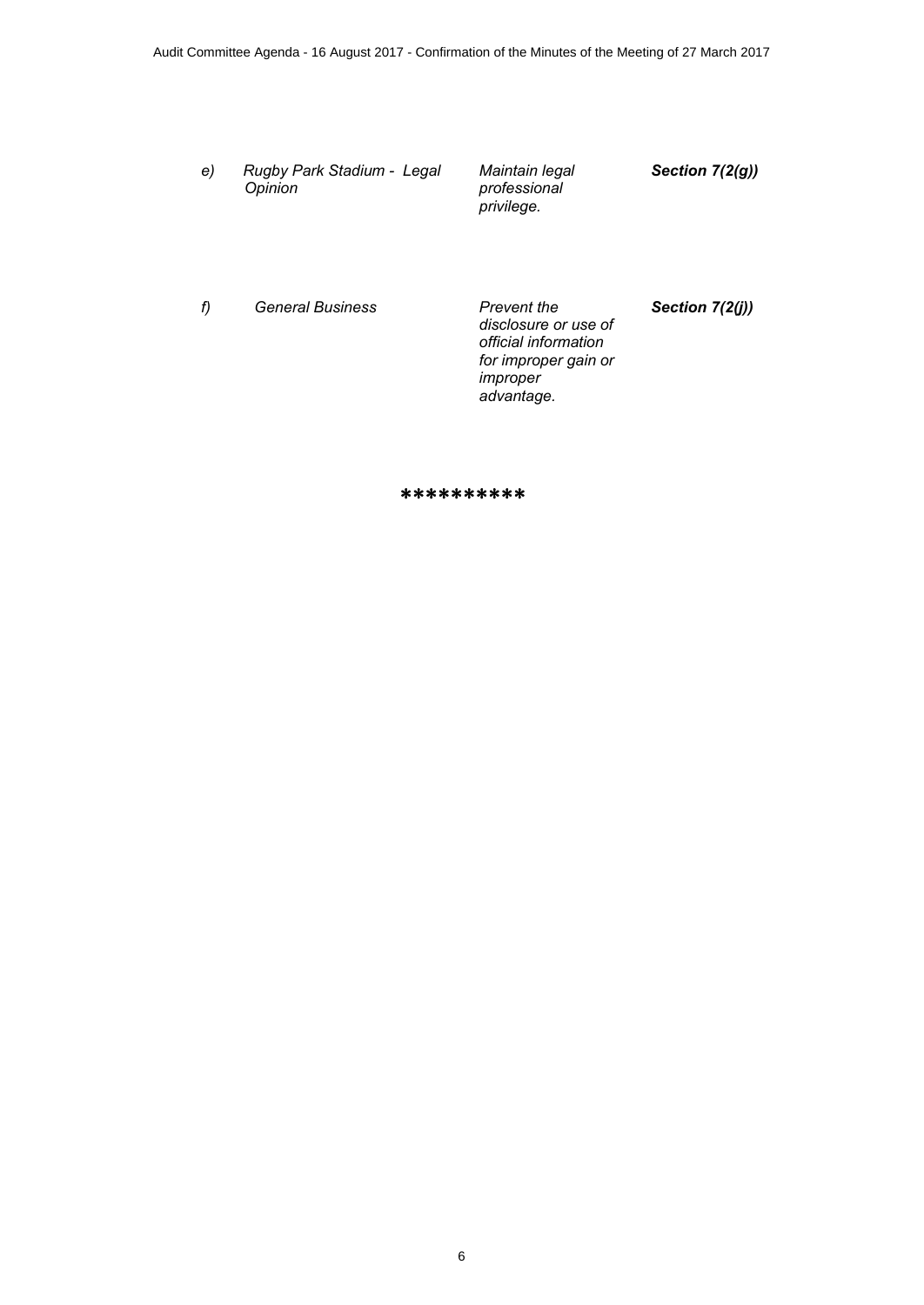| | | | |
|---|---|---|---|
| *e)* | *Rugby Park Stadium - Legal Opinion* | *Maintain legal professional privilege.* | ***Section 7(2(g))*** |
| *f)* | *General Business* | *Prevent the disclosure or use of official information for improper gain or improper advantage.* | ***Section 7(2(j))*** |

**********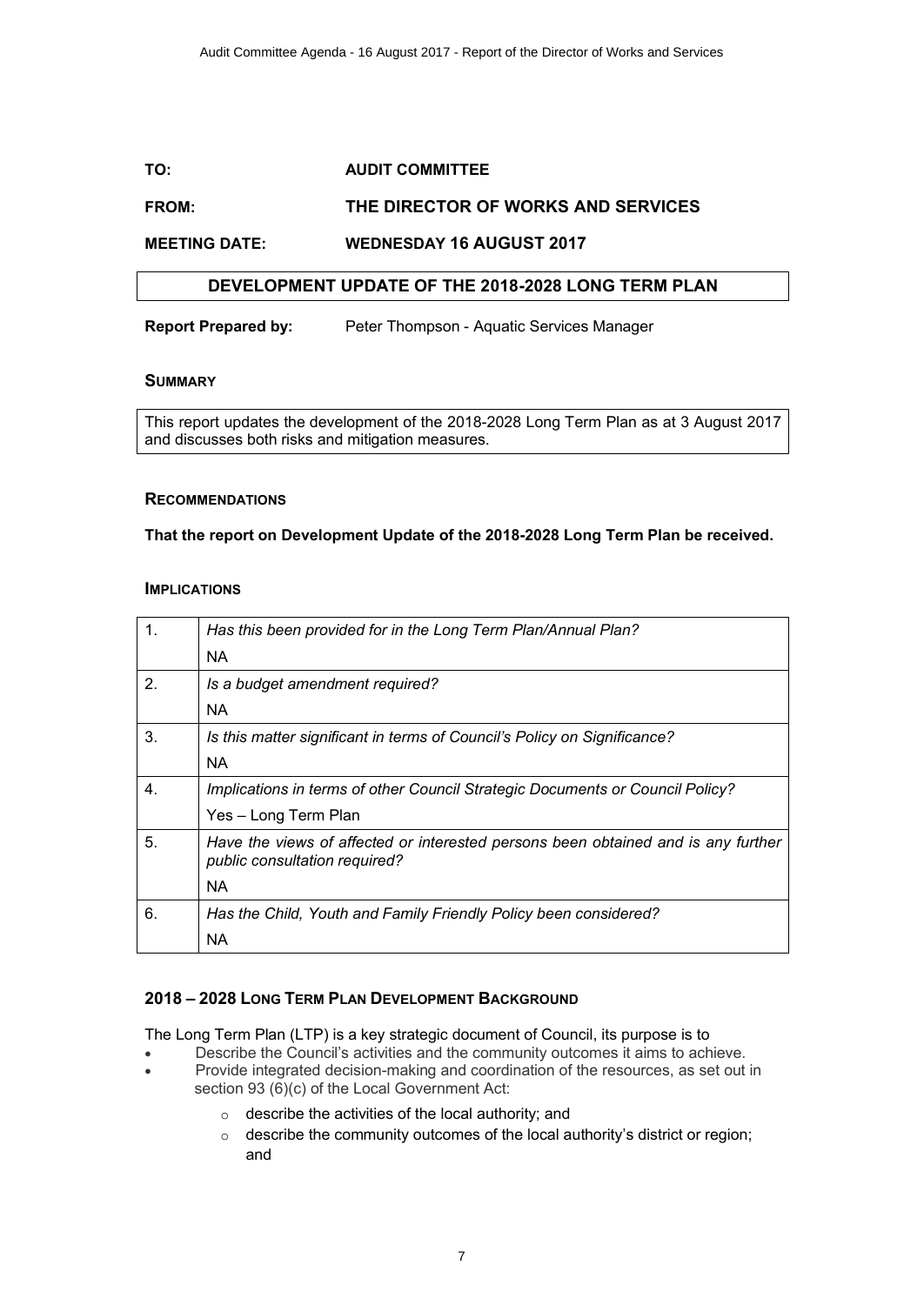| TO: | AUDIT COMMITTEE |
|---|---|
| **FROM:** | **THE DIRECTOR OF WORKS AND SERVICES** |
| **MEETING DATE:** | **WEDNESDAY 16 AUGUST 2017** |

## DEVELOPMENT UPDATE OF THE 2018-2028 LONG TERM PLAN

**Report Prepared by:** Peter Thompson - Aquatic Services Manager

### SUMMARY

This report updates the development of the 2018-2028 Long Term Plan as at 3 August 2017 and discusses both risks and mitigation measures.

### RECOMMENDATIONS

**That the report on Development Update of the 2018-2028 Long Term Plan be received.**

### IMPLICATIONS

| | |
|---|---|
| 1. | *Has this been provided for in the Long Term Plan/Annual Plan?*<br>NA |
| 2. | *Is a budget amendment required?*<br>NA |
| 3. | *Is this matter significant in terms of Council's Policy on Significance?*<br>NA |
| 4. | *Implications in terms of other Council Strategic Documents or Council Policy?*<br>Yes – Long Term Plan |
| 5. | *Have the views of affected or interested persons been obtained and is any further public consultation required?*<br>NA |
| 6. | *Has the Child, Youth and Family Friendly Policy been considered?*<br>NA |

### 2018 – 2028 LONG TERM PLAN DEVELOPMENT BACKGROUND

The Long Term Plan (LTP) is a key strategic document of Council, its purpose is to

- Describe the Council's activities and the community outcomes it aims to achieve.
- Provide integrated decision-making and coordination of the resources, as set out in section 93 (6)(c) of the Local Government Act:
  - describe the activities of the local authority; and
  - describe the community outcomes of the local authority's district or region; and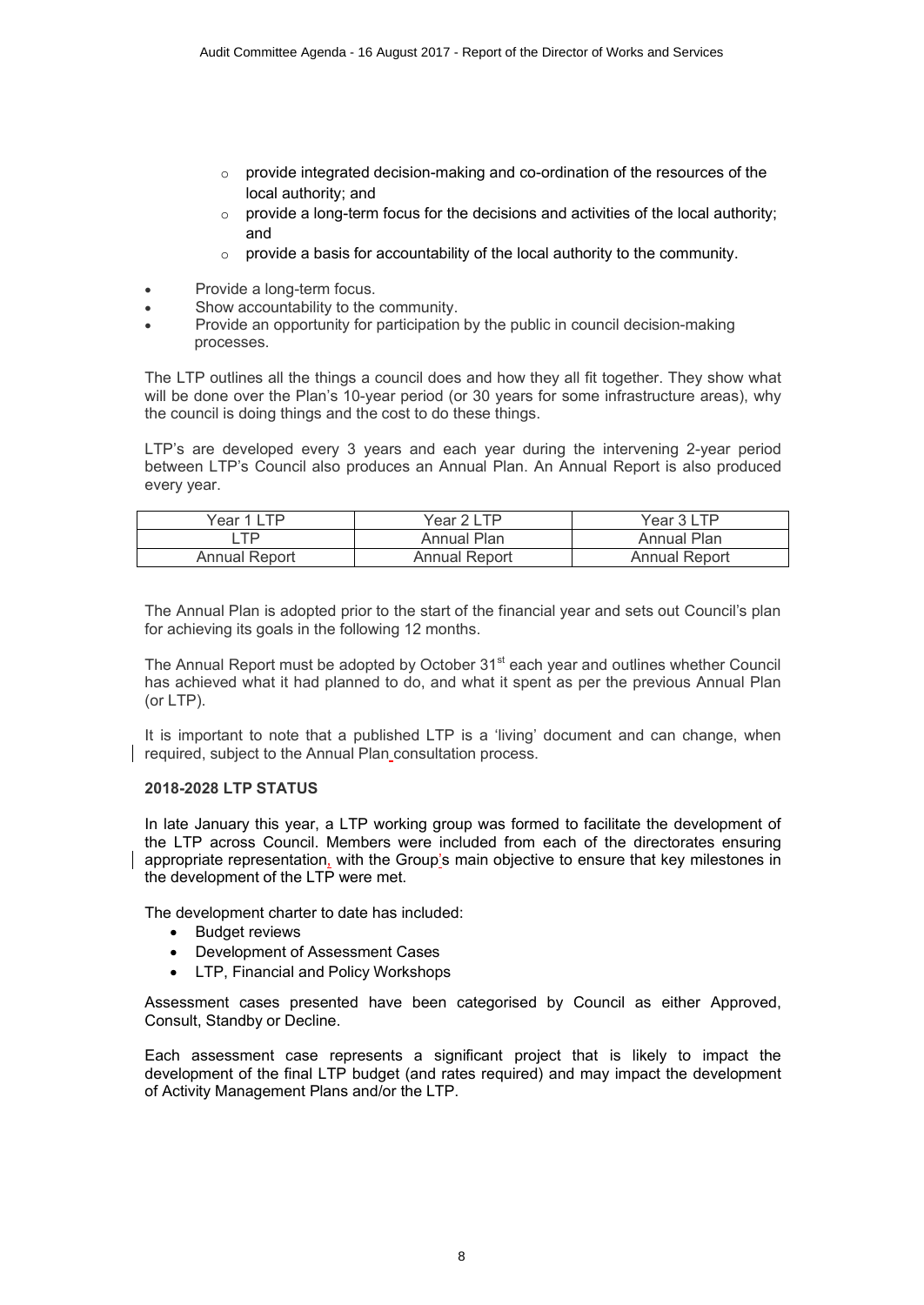- provide integrated decision-making and co-ordination of the resources of the local authority; and
    - provide a long-term focus for the decisions and activities of the local authority; and
    - provide a basis for accountability of the local authority to the community.

- Provide a long-term focus.
- Show accountability to the community.
- Provide an opportunity for participation by the public in council decision-making processes.

The LTP outlines all the things a council does and how they all fit together. They show what will be done over the Plan's 10-year period (or 30 years for some infrastructure areas), why the council is doing things and the cost to do these things.

LTP's are developed every 3 years and each year during the intervening 2-year period between LTP's Council also produces an Annual Plan. An Annual Report is also produced every year.

| Year 1 LTP | Year 2 LTP | Year 3 LTP |
|---|---|---|
| LTP | Annual Plan | Annual Plan |
| Annual Report | Annual Report | Annual Report |

The Annual Plan is adopted prior to the start of the financial year and sets out Council's plan for achieving its goals in the following 12 months.

The Annual Report must be adopted by October 31st each year and outlines whether Council has achieved what it had planned to do, and what it spent as per the previous Annual Plan (or LTP).

It is important to note that a published LTP is a 'living' document and can change, when required, subject to the Annual Plan consultation process.

**2018-2028 LTP STATUS**

In late January this year, a LTP working group was formed to facilitate the development of the LTP across Council. Members were included from each of the directorates ensuring appropriate representation, with the Group's main objective to ensure that key milestones in the development of the LTP were met.

The development charter to date has included:

- Budget reviews
- Development of Assessment Cases
- LTP, Financial and Policy Workshops

Assessment cases presented have been categorised by Council as either Approved, Consult, Standby or Decline.

Each assessment case represents a significant project that is likely to impact the development of the final LTP budget (and rates required) and may impact the development of Activity Management Plans and/or the LTP.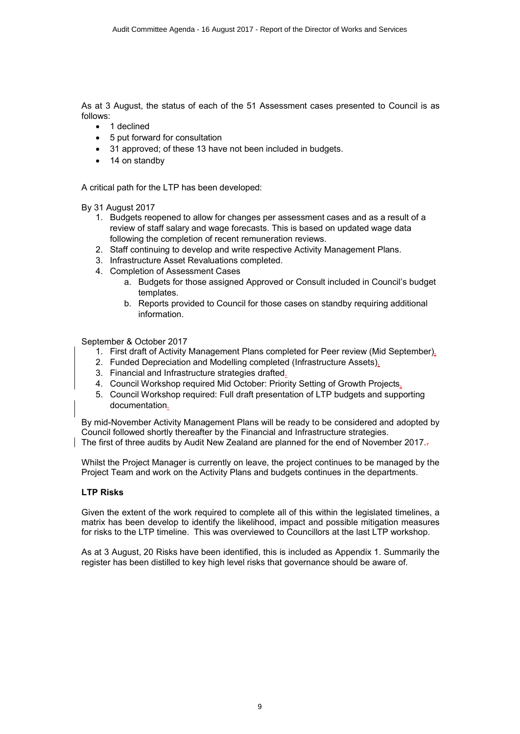As at 3 August, the status of each of the 51 Assessment cases presented to Council is as follows:

- 1 declined
- 5 put forward for consultation
- 31 approved; of these 13 have not been included in budgets.
- 14 on standby

A critical path for the LTP has been developed:

By 31 August 2017

1. Budgets reopened to allow for changes per assessment cases and as a result of a review of staff salary and wage forecasts. This is based on updated wage data following the completion of recent remuneration reviews.
2. Staff continuing to develop and write respective Activity Management Plans.
3. Infrastructure Asset Revaluations completed.
4. Completion of Assessment Cases
   a. Budgets for those assigned Approved or Consult included in Council's budget templates.
   b. Reports provided to Council for those cases on standby requiring additional information.

September & October 2017

1. First draft of Activity Management Plans completed for Peer review (Mid September).
2. Funded Depreciation and Modelling completed (Infrastructure Assets).
3. Financial and Infrastructure strategies drafted.
4. Council Workshop required Mid October: Priority Setting of Growth Projects.
5. Council Workshop required: Full draft presentation of LTP budgets and supporting documentation.

By mid-November Activity Management Plans will be ready to be considered and adopted by Council followed shortly thereafter by the Financial and Infrastructure strategies.
The first of three audits by Audit New Zealand are planned for the end of November 2017.

Whilst the Project Manager is currently on leave, the project continues to be managed by the Project Team and work on the Activity Plans and budgets continues in the departments.

**LTP Risks**

Given the extent of the work required to complete all of this within the legislated timelines, a matrix has been develop to identify the likelihood, impact and possible mitigation measures for risks to the LTP timeline. This was overviewed to Councillors at the last LTP workshop.

As at 3 August, 20 Risks have been identified, this is included as Appendix 1. Summarily the register has been distilled to key high level risks that governance should be aware of.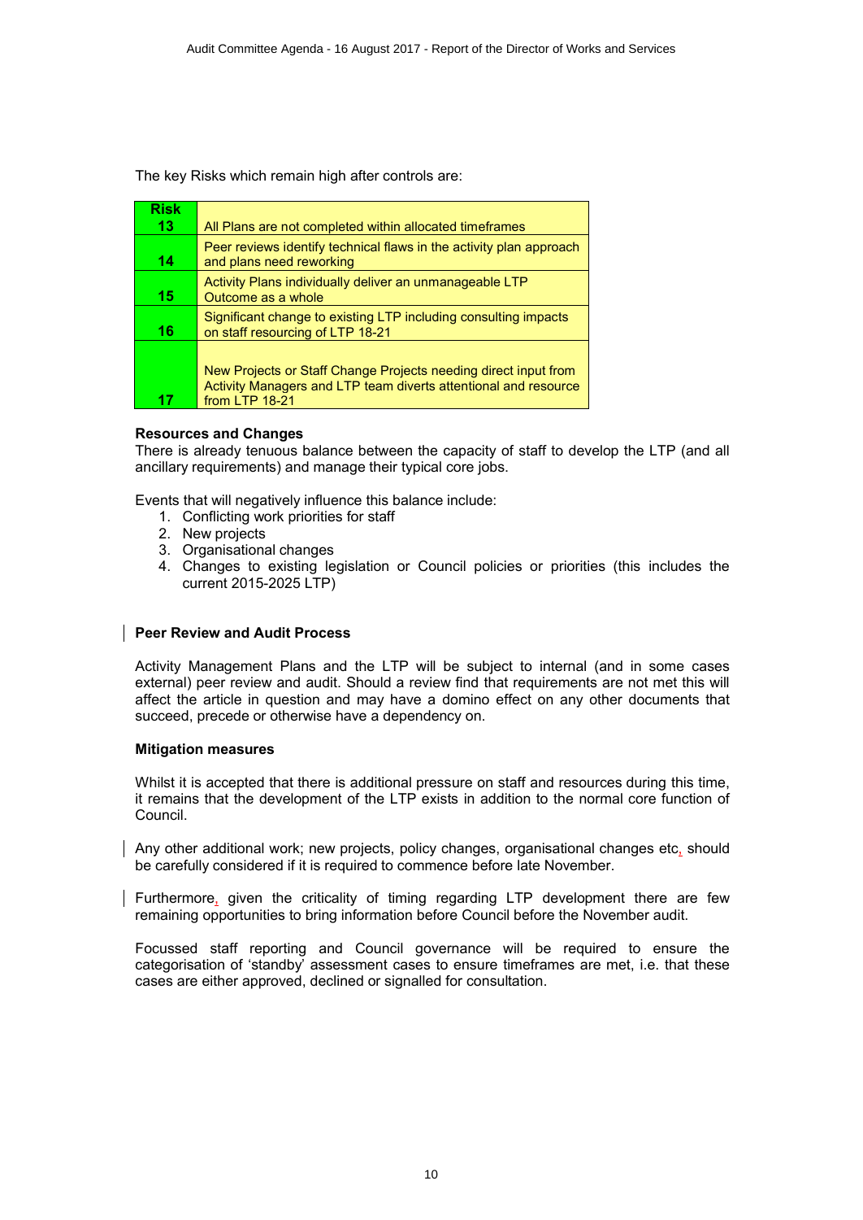The key Risks which remain high after controls are:

| Risk | |
|---|---|
| 13 | All Plans are not completed within allocated timeframes |
| 14 | Peer reviews identify technical flaws in the activity plan approach and plans need reworking |
| 15 | Activity Plans individually deliver an unmanageable LTP Outcome as a whole |
| 16 | Significant change to existing LTP including consulting impacts on staff resourcing of LTP 18-21 |
| 17 | New Projects or Staff Change Projects needing direct input from Activity Managers and LTP team diverts attentional and resource from LTP 18-21 |

**Resources and Changes**
There is already tenuous balance between the capacity of staff to develop the LTP (and all ancillary requirements) and manage their typical core jobs.

Events that will negatively influence this balance include:

1. Conflicting work priorities for staff
2. New projects
3. Organisational changes
4. Changes to existing legislation or Council policies or priorities (this includes the current 2015-2025 LTP)

**Peer Review and Audit Process**

Activity Management Plans and the LTP will be subject to internal (and in some cases external) peer review and audit. Should a review find that requirements are not met this will affect the article in question and may have a domino effect on any other documents that succeed, precede or otherwise have a dependency on.

**Mitigation measures**

Whilst it is accepted that there is additional pressure on staff and resources during this time, it remains that the development of the LTP exists in addition to the normal core function of Council.

Any other additional work; new projects, policy changes, organisational changes etc, should be carefully considered if it is required to commence before late November.

Furthermore, given the criticality of timing regarding LTP development there are few remaining opportunities to bring information before Council before the November audit.

Focussed staff reporting and Council governance will be required to ensure the categorisation of 'standby' assessment cases to ensure timeframes are met, i.e. that these cases are either approved, declined or signalled for consultation.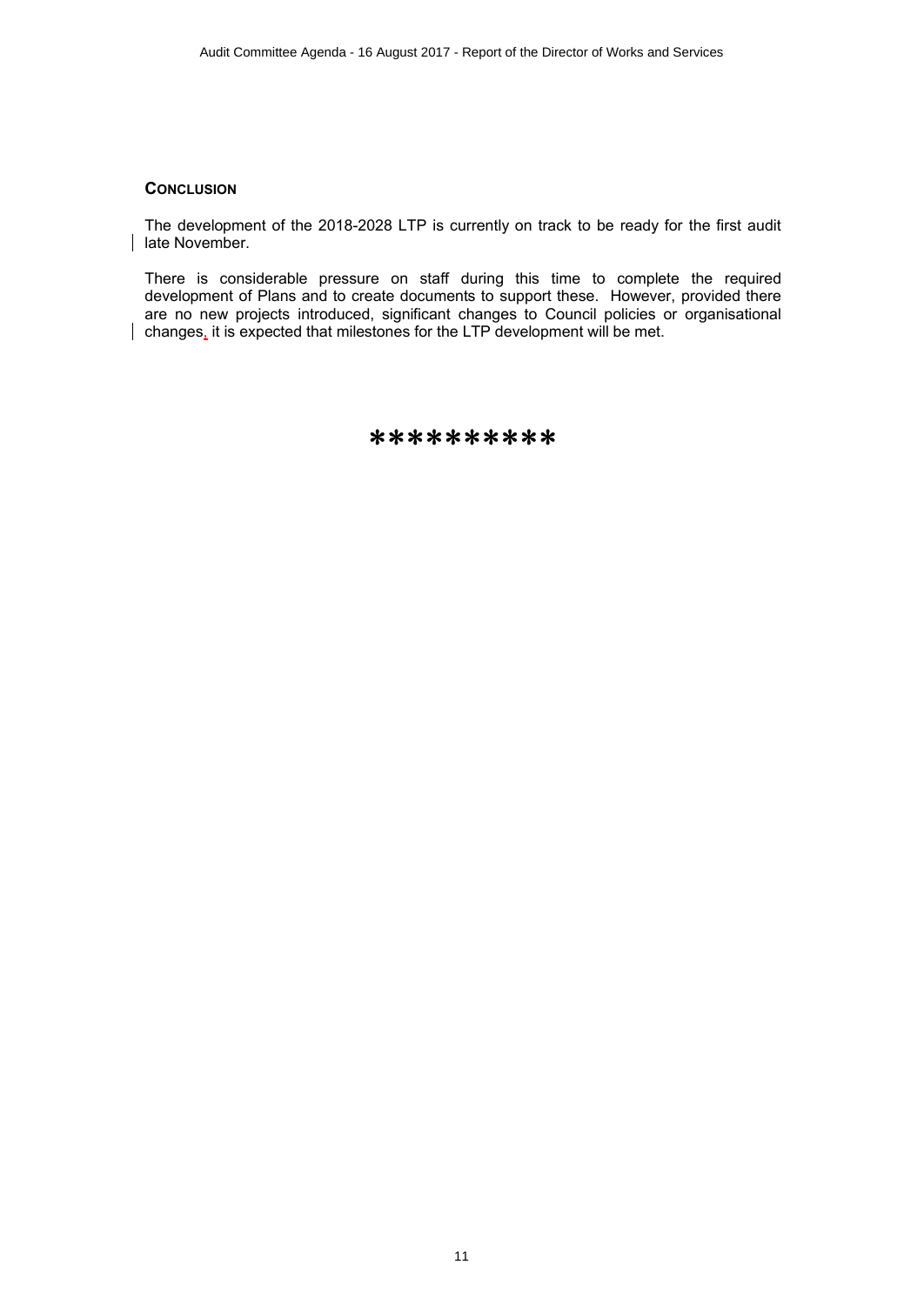## CONCLUSION

The development of the 2018-2028 LTP is currently on track to be ready for the first audit late November.

There is considerable pressure on staff during this time to complete the required development of Plans and to create documents to support these. However, provided there are no new projects introduced, significant changes to Council policies or organisational changes, it is expected that milestones for the LTP development will be met.

**********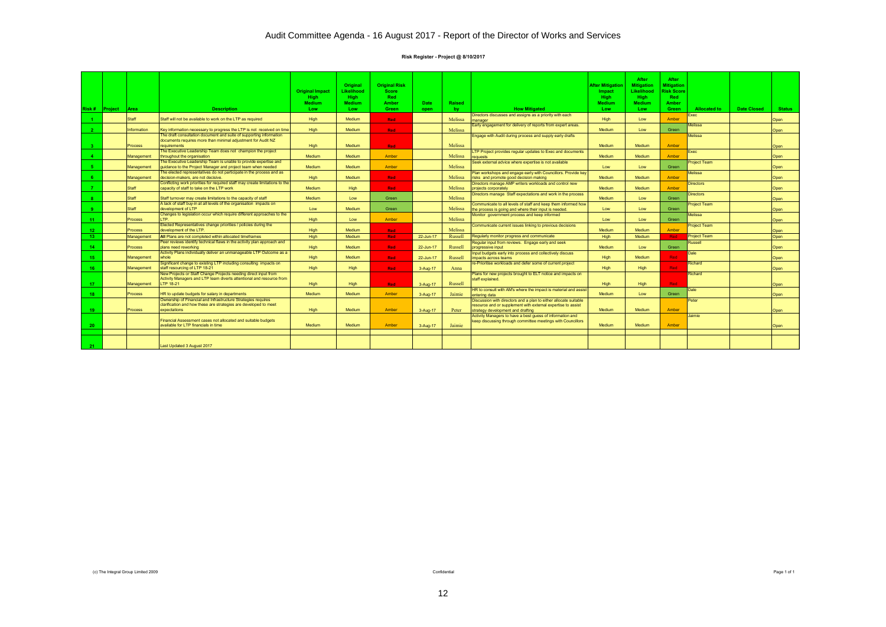# Audit Committee Agenda - 16 August 2017 - Report of the Director of Works and Services

**Risk Register - Project @ 8/10/2017**

| Risk # | Project | Area | Description | Original Impact High Medium Low | Original Likelihood High Medium Low | Original Risk Score Red Amber Green | Date open | Raised by | How Mitigated | After Mitigation Impact High Medium Low | After Mitigation Likelihood High Medium Low | After Mitigation Risk Score Red Amber Green | Allocated to | Date Closed | Status |
|---|---|---|---|---|---|---|---|---|---|---|---|---|---|---|---|
| 1 | | Staff | Staff will not be available to work on the LTP as required | High | Medium | Red | | Melissa | Directors discusses and assigns as a priority with each manager | High | Low | Amber | Exec | | Open |
| 2 | | Information | Key information necessary to progress the LTP is not received on time | High | Medium | Red | | Melissa | Early engagement for delivery of reports from expert areas. | Medium | Low | Green | Melissa | | Open |
| 3 | | Process | The draft consultation document and suite of supporting information documents requires more than minimal adjustment for Audit NZ requirements | High | Medium | Red | | Melissa | Engage with Audit during process and supply early drafts | Medium | Medium | Amber | Melissa | | Open |
| 4 | | Management | The Executive Leadership Team does not champion the project throughout the organisation | Medium | Medium | Amber | | Melissa | LTP Project provides regular updates to Exec and documents requests | Medium | Medium | Amber | Exec | | Open |
| 5 | | Management | The Executive Leadership Team is unable to provide expertise and guidance to the Project Manager and project team when needed | Medium | Medium | Amber | | Melissa | Seek external advice where expertise is not available | Low | Low | Green | Project Team | | Open |
| 6 | | Management | The elected representatives do not participate in the process and as decision-makers, are not decisive. | High | Medium | Red | | Melissa | Plan workshops and engage early with Councillors. Provide key risks and promote good decision making | Medium | Medium | Amber | Melissa | | Open |
| 7 | | Staff | Conflicting work priorities for required staff may create limitations to the capacity of staff to take on the LTP work | Medium | High | Red | | Melissa | Directors manage AMP writers workloads and control new projects corporately | Medium | Medium | Amber | Directors | | Open |
| 8 | | Staff | Staff turnover may create limitations to the capacity of staff | Medium | Low | Green | | Melissa | Directors manage Staff expectations and work in the process | Medium | Low | Green | Directors | | Open |
| 9 | | Staff | A lack of staff buy-in at all levels of the organisation impacts on development of LTP | Low | Medium | Green | | Melissa | Communicate to all levels of staff and keep them informed how the process is going and where their input is needed. | Low | Low | Green | Project Team | | Open |
| 11 | | Process | Changes to legislation occur which require different approaches to the LTP. | High | Low | Amber | | Melissa | Monitor government process and keep informed | Low | Low | Green | Melissa | | Open |
| 12 | | Process | Elected Representatives change priorities / policies during the development of the LTP. | High | Medium | Red | | Melissa | Communicate current issues linking to previous decisions | Medium | Medium | Amber | Project Team | | Open |
| 13 | | Management | All Plans are not completed within allocated timeframes | High | Medium | Red | 22-Jun-17 | Russell | Regularly monitor progress and communicate | High | Medium | Red | Project Team | | Open |
| 14 | | Process | Peer reviews identify technical flaws in the activity plan approach and plans need reworking | High | Medium | Red | 22-Jun-17 | Russell | Regular input from reviews. Engage early and seek progressive input | Medium | Low | Green | Russell | | Open |
| 15 | | Management | Activity Plans individually deliver an unmanageable LTP Outcome as a whole | High | Medium | Red | 22-Jun-17 | Russell | Input budgets early into process and collectively discuss impacts across teams | High | Medium | Red | Dale | | Open |
| 16 | | Management | Significant change to existing LTP including consulting impacts on staff resourcing of LTP 18-21 | High | High | Red | 3-Aug-17 | Anna | re-Prioritise workloads and defer some of current project | High | High | Red | Richard | | Open |
| 17 | | Management | New Projects or Staff Change Projects needing direct input from Activity Managers and LTP team diverts attentional and resource from LTP 18-21 | High | High | Red | 3-Aug-17 | Russell | Plans for new projects brought to ELT notice and impacts on staff explained. | High | High | Red | Richard | | Open |
| 18 | | Process | HR to update budgets for salary in departments | Medium | Medium | Amber | 3-Aug-17 | Jaimie | HR to consult with AM's where the impact is material and assist entering data | Medium | Low | Green | Dale | | Open |
| 19 | | Process | Ownership of Financial and Infrastructure Strategies requires clarification and how these are strategies are developed to meet expectations | High | Medium | Amber | 3-Aug-17 | Peter | Discussion with directors and a plan to either allocate suitable resource and or supplement with external expertise to assist strategy development and drafting | Medium | Medium | Amber | Peter | | Open |
| 20 | | | Financial Assessment cases not allocated and suitable budgets available for LTP financials in time | Medium | Medium | Amber | 3-Aug-17 | Jaimie | Activity Managers to have a best guess of information and keep discussing through committee meetings with Councillors | Medium | Medium | Amber | Jaimie | | Open |
| | | | | | | | | | | | | | | | |
| 21 | | | Last Updated 3 August 2017 | | | | | | | | | | | | |

(c) The Integral Group Limited 2009 Confidential Page 1 of 1